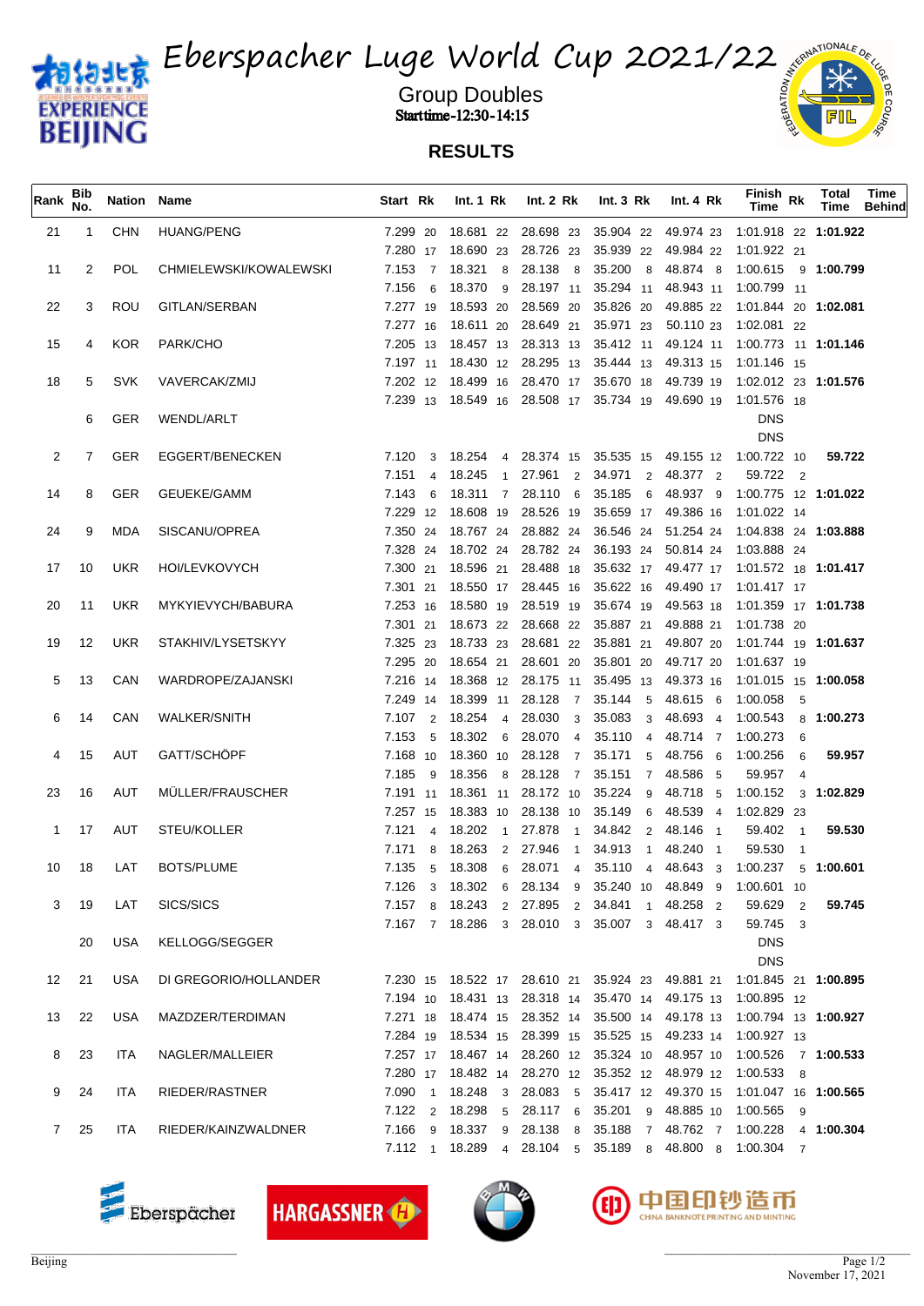# Eberspacher Luge World Cup 2021/22

## Group Doubles

Starttime-12:30-14:15

## RESULTS

| Rank | Bib No. | Nation | Name | Start | Rk | Int. 1 | Rk | Int. 2 | Rk | Int. 3 | Rk | Int. 4 | Rk | Finish Time | Rk | Total Time | Time Behind |
|---|---|---|---|---|---|---|---|---|---|---|---|---|---|---|---|---|---|
| 21 | 1 | CHN | HUANG/PENG | 7.299 | 20 | 18.681 | 22 | 28.698 | 23 | 35.904 | 22 | 49.974 | 23 | 1:01.918 | 22 | 1:01.922 | |
| | | | | 7.280 | 17 | 18.690 | 23 | 28.726 | 23 | 35.939 | 22 | 49.984 | 22 | 1:01.922 | 21 | | |
| 11 | 2 | POL | CHMIELEWSKI/KOWALEWSKI | 7.153 | 7 | 18.321 | 8 | 28.138 | 8 | 35.200 | 8 | 48.874 | 8 | 1:00.615 | 9 | 1:00.799 | |
| | | | | 7.156 | 6 | 18.370 | 9 | 28.197 | 11 | 35.294 | 11 | 48.943 | 11 | 1:00.799 | 11 | | |
| 22 | 3 | ROU | GITLAN/SERBAN | 7.277 | 19 | 18.593 | 20 | 28.569 | 20 | 35.826 | 20 | 49.885 | 22 | 1:01.844 | 20 | 1:02.081 | |
| | | | | 7.277 | 16 | 18.611 | 20 | 28.649 | 21 | 35.971 | 23 | 50.110 | 23 | 1:02.081 | 22 | | |
| 15 | 4 | KOR | PARK/CHO | 7.205 | 13 | 18.457 | 13 | 28.313 | 13 | 35.412 | 11 | 49.124 | 11 | 1:00.773 | 11 | 1:01.146 | |
| | | | | 7.197 | 11 | 18.430 | 12 | 28.295 | 13 | 35.444 | 13 | 49.313 | 15 | 1:01.146 | 15 | | |
| 18 | 5 | SVK | VAVERCAK/ZMIJ | 7.202 | 12 | 18.499 | 16 | 28.470 | 17 | 35.670 | 18 | 49.739 | 19 | 1:02.012 | 23 | 1:01.576 | |
| | | | | 7.239 | 13 | 18.549 | 16 | 28.508 | 17 | 35.734 | 19 | 49.690 | 19 | 1:01.576 | 18 | | |
| | 6 | GER | WENDL/ARLT | | | | | | | | | | | DNS | | | |
| | | | | | | | | | | | | | | DNS | | | |
| 2 | 7 | GER | EGGERT/BENECKEN | 7.120 | 3 | 18.254 | 4 | 28.374 | 15 | 35.535 | 15 | 49.155 | 12 | 1:00.722 | 10 | 59.722 | |
| | | | | 7.151 | 4 | 18.245 | 1 | 27.961 | 2 | 34.971 | 2 | 48.377 | 2 | 59.722 | 2 | | |
| 14 | 8 | GER | GEUEKE/GAMM | 7.143 | 6 | 18.311 | 7 | 28.110 | 6 | 35.185 | 6 | 48.937 | 9 | 1:00.775 | 12 | 1:01.022 | |
| | | | | 7.229 | 12 | 18.608 | 19 | 28.526 | 19 | 35.659 | 17 | 49.386 | 16 | 1:01.022 | 14 | | |
| 24 | 9 | MDA | SISCANU/OPREA | 7.350 | 24 | 18.767 | 24 | 28.882 | 24 | 36.546 | 24 | 51.254 | 24 | 1:04.838 | 24 | 1:03.888 | |
| | | | | 7.328 | 24 | 18.702 | 24 | 28.782 | 24 | 36.193 | 24 | 50.814 | 24 | 1:03.888 | 24 | | |
| 17 | 10 | UKR | HOI/LEVKOVYCH | 7.300 | 21 | 18.596 | 21 | 28.488 | 18 | 35.632 | 17 | 49.477 | 17 | 1:01.572 | 18 | 1:01.417 | |
| | | | | 7.301 | 21 | 18.550 | 17 | 28.445 | 16 | 35.622 | 16 | 49.490 | 17 | 1:01.417 | 17 | | |
| 20 | 11 | UKR | MYKYIEVYCH/BABURA | 7.253 | 16 | 18.580 | 19 | 28.519 | 19 | 35.674 | 19 | 49.563 | 18 | 1:01.359 | 17 | 1:01.738 | |
| | | | | 7.301 | 21 | 18.673 | 22 | 28.668 | 22 | 35.887 | 21 | 49.888 | 21 | 1:01.738 | 20 | | |
| 19 | 12 | UKR | STAKHIV/LYSETSKYY | 7.325 | 23 | 18.733 | 23 | 28.681 | 22 | 35.881 | 21 | 49.807 | 20 | 1:01.744 | 19 | 1:01.637 | |
| | | | | 7.295 | 20 | 18.654 | 21 | 28.601 | 20 | 35.801 | 20 | 49.717 | 20 | 1:01.637 | 19 | | |
| 5 | 13 | CAN | WARDROPE/ZAJANSKI | 7.216 | 14 | 18.368 | 12 | 28.175 | 11 | 35.495 | 13 | 49.373 | 16 | 1:01.015 | 15 | 1:00.058 | |
| | | | | 7.249 | 14 | 18.399 | 11 | 28.128 | 7 | 35.144 | 5 | 48.615 | 6 | 1:00.058 | 5 | | |
| 6 | 14 | CAN | WALKER/SNITH | 7.107 | 2 | 18.254 | 4 | 28.030 | 3 | 35.083 | 3 | 48.693 | 4 | 1:00.543 | 8 | 1:00.273 | |
| | | | | 7.153 | 5 | 18.302 | 6 | 28.070 | 4 | 35.110 | 4 | 48.714 | 7 | 1:00.273 | 6 | | |
| 4 | 15 | AUT | GATT/SCHÖPF | 7.168 | 10 | 18.360 | 10 | 28.128 | 7 | 35.171 | 5 | 48.756 | 6 | 1:00.256 | 6 | 59.957 | |
| | | | | 7.185 | 9 | 18.356 | 8 | 28.128 | 7 | 35.151 | 7 | 48.586 | 5 | 59.957 | 4 | | |
| 23 | 16 | AUT | MÜLLER/FRAUSCHER | 7.191 | 11 | 18.361 | 11 | 28.172 | 10 | 35.224 | 9 | 48.718 | 5 | 1:00.152 | 3 | 1:02.829 | |
| | | | | 7.257 | 15 | 18.383 | 10 | 28.138 | 10 | 35.149 | 6 | 48.539 | 4 | 1:02.829 | 23 | | |
| 1 | 17 | AUT | STEU/KOLLER | 7.121 | 4 | 18.202 | 1 | 27.878 | 1 | 34.842 | 2 | 48.146 | 1 | 59.402 | 1 | 59.530 | |
| | | | | 7.171 | 8 | 18.263 | 2 | 27.946 | 1 | 34.913 | 1 | 48.240 | 1 | 59.530 | 1 | | |
| 10 | 18 | LAT | BOTS/PLUME | 7.135 | 5 | 18.308 | 6 | 28.071 | 4 | 35.110 | 4 | 48.643 | 3 | 1:00.237 | 5 | 1:00.601 | |
| | | | | 7.126 | 3 | 18.302 | 6 | 28.134 | 9 | 35.240 | 10 | 48.849 | 9 | 1:00.601 | 10 | | |
| 3 | 19 | LAT | SICS/SICS | 7.157 | 8 | 18.243 | 2 | 27.895 | 2 | 34.841 | 1 | 48.258 | 2 | 59.629 | 2 | 59.745 | |
| | | | | 7.167 | 7 | 18.286 | 3 | 28.010 | 3 | 35.007 | 3 | 48.417 | 3 | 59.745 | 3 | | |
| | 20 | USA | KELLOGG/SEGGER | | | | | | | | | | | DNS | | | |
| | | | | | | | | | | | | | | DNS | | | |
| 12 | 21 | USA | DI GREGORIO/HOLLANDER | 7.230 | 15 | 18.522 | 17 | 28.610 | 21 | 35.924 | 23 | 49.881 | 21 | 1:01.845 | 21 | 1:00.895 | |
| | | | | 7.194 | 10 | 18.431 | 13 | 28.318 | 14 | 35.470 | 14 | 49.175 | 13 | 1:00.895 | 12 | | |
| 13 | 22 | USA | MAZDZER/TERDIMAN | 7.271 | 18 | 18.474 | 15 | 28.352 | 14 | 35.500 | 14 | 49.178 | 13 | 1:00.794 | 13 | 1:00.927 | |
| | | | | 7.284 | 19 | 18.534 | 15 | 28.399 | 15 | 35.525 | 15 | 49.233 | 14 | 1:00.927 | 13 | | |
| 8 | 23 | ITA | NAGLER/MALLEIER | 7.257 | 17 | 18.467 | 14 | 28.260 | 12 | 35.324 | 10 | 48.957 | 10 | 1:00.526 | 7 | 1:00.533 | |
| | | | | 7.280 | 17 | 18.482 | 14 | 28.270 | 12 | 35.352 | 12 | 48.979 | 12 | 1:00.533 | 8 | | |
| 9 | 24 | ITA | RIEDER/RASTNER | 7.090 | 1 | 18.248 | 3 | 28.083 | 5 | 35.417 | 12 | 49.370 | 15 | 1:01.047 | 16 | 1:00.565 | |
| | | | | 7.122 | 2 | 18.298 | 5 | 28.117 | 6 | 35.201 | 9 | 48.885 | 10 | 1:00.565 | 9 | | |
| 7 | 25 | ITA | RIEDER/KAINZWALDNER | 7.166 | 9 | 18.337 | 9 | 28.138 | 8 | 35.188 | 7 | 48.762 | 7 | 1:00.228 | 4 | 1:00.304 | |
| | | | | 7.112 | 1 | 18.289 | 4 | 28.104 | 5 | 35.189 | 8 | 48.800 | 8 | 1:00.304 | 7 | | |

Beijing

November 17, 2021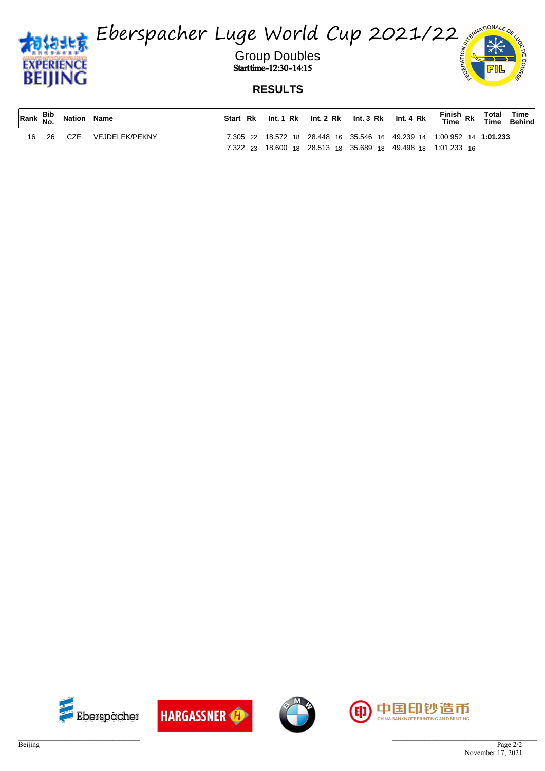# Eberspacher Luge World Cup 2021/22

Group Doubles

Starttime-12:30-14:15

## RESULTS

| Rank | Bib No. | Nation | Name | Start | Rk | Int. 1 | Rk | Int. 2 | Rk | Int. 3 | Rk | Int. 4 | Rk | Finish Time | Rk | Total Time | Time Behind |
|---|---|---|---|---|---|---|---|---|---|---|---|---|---|---|---|---|---|
| 16 | 26 | CZE | VEJDELEK/PEKNY | 7.305 | 22 | 18.572 | 18 | 28.448 | 16 | 35.546 | 16 | 49.239 | 14 | 1:00.952 | 14 | **1:01.233** | |
| | | | | 7.322 | 23 | 18.600 | 18 | 28.513 | 18 | 35.689 | 18 | 49.498 | 18 | 1:01.233 | 16 | | |

Beijing

November 17, 2021